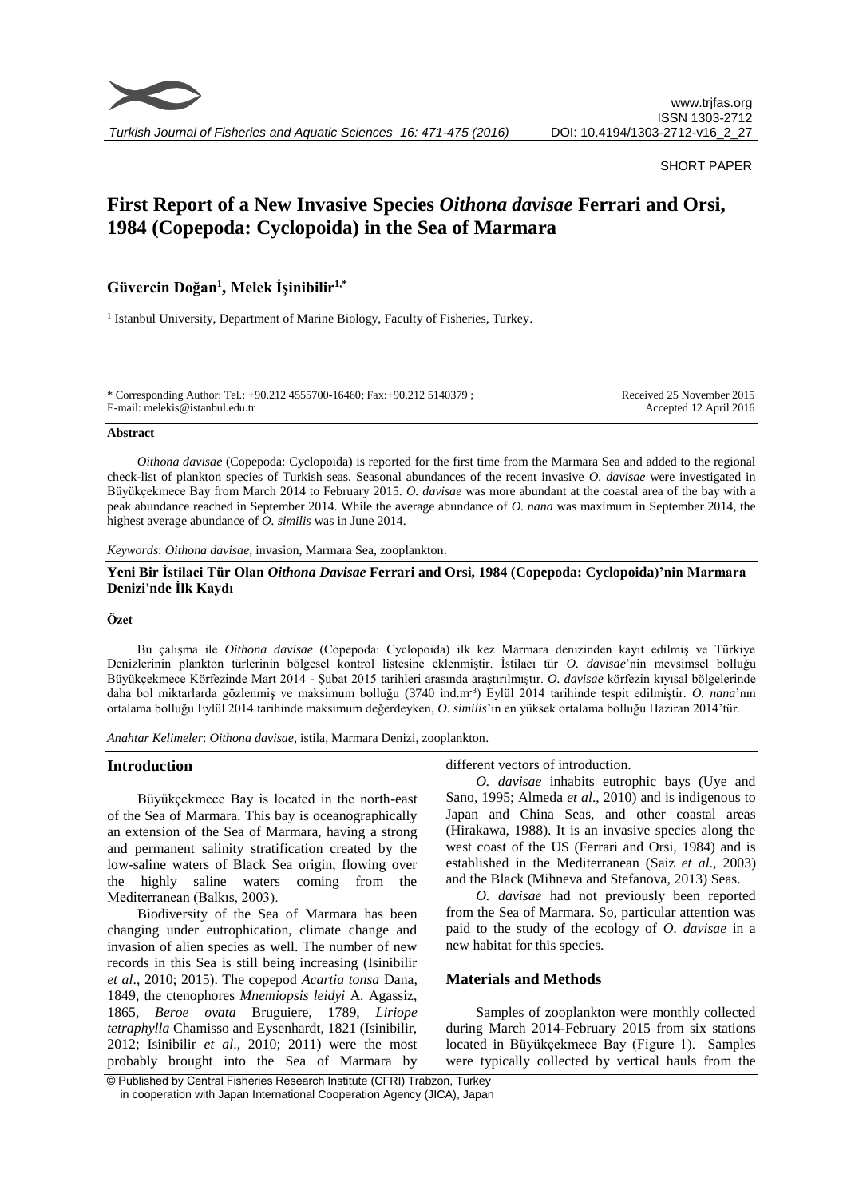SHORT PAPER

# First Report of a New Invasive Species *Oithona davisae* Ferrari and Orsi, 1984 (Copepoda: Cyclopoida) in the Sea of Marmara

**Güvercin Doğan[1], Melek İşinibilir[1,*]**

[1] Istanbul University, Department of Marine Biology, Faculty of Fisheries, Turkey.

\* Corresponding Author: Tel.: +90.212 4555700-16460; Fax:+90.212 5140379 ;
E-mail: melekis@istanbul.edu.tr

Received 25 November 2015
Accepted 12 April 2016

#### Abstract

*Oithona davisae* (Copepoda: Cyclopoida) is reported for the first time from the Marmara Sea and added to the regional check-list of plankton species of Turkish seas. Seasonal abundances of the recent invasive *O. davisae* were investigated in Büyükçekmece Bay from March 2014 to February 2015. *O. davisae* was more abundant at the coastal area of the bay with a peak abundance reached in September 2014. While the average abundance of *O. nana* was maximum in September 2014, the highest average abundance of *O. similis* was in June 2014.

*Keywords*: *Oithona davisae*, invasion, Marmara Sea, zooplankton.

**Yeni Bir İstilaci Tür Olan *Oithona Davisae* Ferrari and Orsi, 1984 (Copepoda: Cyclopoida)'nin Marmara Denizi'nde İlk Kaydı**

#### Özet

Bu çalışma ile *Oithona davisae* (Copepoda: Cyclopoida) ilk kez Marmara denizinden kayıt edilmiş ve Türkiye Denizlerinin plankton türlerinin bölgesel kontrol listesine eklenmiştir. İstilacı tür *O. davisae*'nin mevsimsel bolluğu Büyükçekmece Körfezinde Mart 2014 - Şubat 2015 tarihleri arasında araştırılmıştır. *O. davisae* körfezin kıyısal bölgelerinde daha bol miktarlarda gözlenmiş ve maksimum bolluğu (3740 ind.m$^{-3}$) Eylül 2014 tarihinde tespit edilmiştir. *O. nana*'nın ortalama bolluğu Eylül 2014 tarihinde maksimum değerdeyken, *O. similis*'in en yüksek ortalama bolluğu Haziran 2014'tür.

*Anahtar Kelimeler*: *Oithona davisae*, istila, Marmara Denizi, zooplankton.

## Introduction

Büyükçekmece Bay is located in the north-east of the Sea of Marmara. This bay is oceanographically an extension of the Sea of Marmara, having a strong and permanent salinity stratification created by the low-saline waters of Black Sea origin, flowing over the highly saline waters coming from the Mediterranean (Balkıs, 2003).

Biodiversity of the Sea of Marmara has been changing under eutrophication, climate change and invasion of alien species as well. The number of new records in this Sea is still being increasing (Isinibilir *et al*., 2010; 2015). The copepod *Acartia tonsa* Dana, 1849, the ctenophores *Mnemiopsis leidyi* A. Agassiz, 1865, *Beroe ovata* Bruguiere, 1789, *Liriope tetraphylla* Chamisso and Eysenhardt, 1821 (Isinibilir, 2012; Isinibilir *et al*., 2010; 2011) were the most probably brought into the Sea of Marmara by different vectors of introduction.

*O. davisae* inhabits eutrophic bays (Uye and Sano, 1995; Almeda *et al*., 2010) and is indigenous to Japan and China Seas, and other coastal areas (Hirakawa, 1988). It is an invasive species along the west coast of the US (Ferrari and Orsi, 1984) and is established in the Mediterranean (Saiz *et al*., 2003) and the Black (Mihneva and Stefanova, 2013) Seas.

*O. davisae* had not previously been reported from the Sea of Marmara. So, particular attention was paid to the study of the ecology of *O. davisae* in a new habitat for this species.

## Materials and Methods

Samples of zooplankton were monthly collected during March 2014-February 2015 from six stations located in Büyükçekmece Bay (Figure 1). Samples were typically collected by vertical hauls from the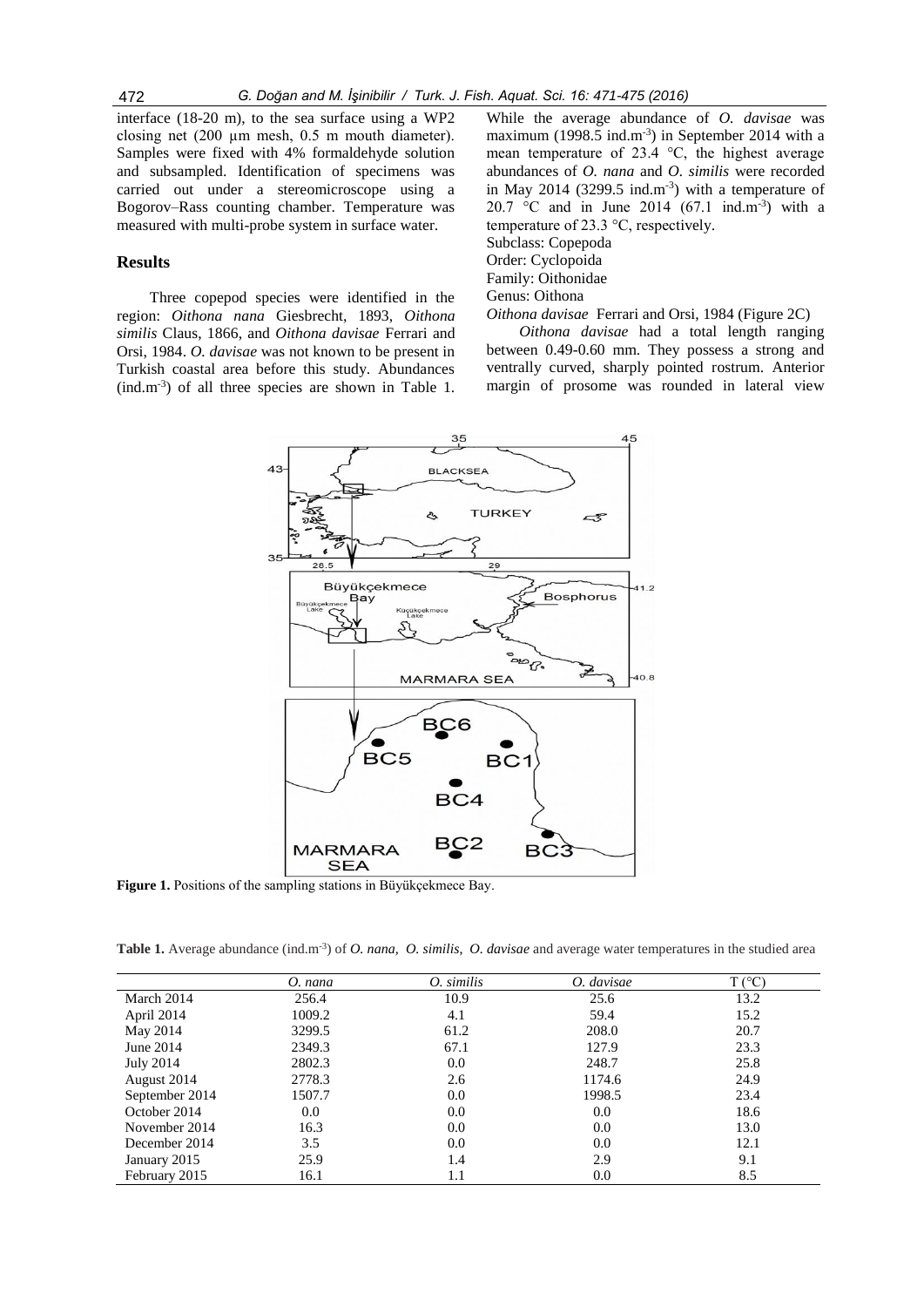interface (18-20 m), to the sea surface using a WP2 closing net (200 µm mesh, 0.5 m mouth diameter). Samples were fixed with 4% formaldehyde solution and subsampled. Identification of specimens was carried out under a stereomicroscope using a Bogorov–Rass counting chamber. Temperature was measured with multi-probe system in surface water.

## Results

Three copepod species were identified in the region: *Oithona nana* Giesbrecht, 1893, *Oithona similis* Claus, 1866, and *Oithona davisae* Ferrari and Orsi, 1984. *O. davisae* was not known to be present in Turkish coastal area before this study. Abundances (ind.m$^{-3}$) of all three species are shown in Table 1. While the average abundance of *O. davisae* was maximum (1998.5 ind.m$^{-3}$) in September 2014 with a mean temperature of 23.4 °C, the highest average abundances of *O. nana* and *O. similis* were recorded in May 2014 (3299.5 ind.m$^{-3}$) with a temperature of 20.7 °C and in June 2014 (67.1 ind.m$^{-3}$) with a temperature of 23.3 °C, respectively.

Subclass: Copepoda
Order: Cyclopoida
Family: Oithonidae
Genus: Oithona
*Oithona davisae* Ferrari and Orsi, 1984 (Figure 2C)

*Oithona davisae* had a total length ranging between 0.49-0.60 mm. They possess a strong and ventrally curved, sharply pointed rostrum. Anterior margin of prosome was rounded in lateral view

**Figure 1.** Positions of the sampling stations in Büyükçekmece Bay.

**Table 1.** Average abundance (ind.m$^{-3}$) of *O. nana*, *O. similis*, *O. davisae* and average water temperatures in the studied area

| | *O. nana* | *O. similis* | *O. davisae* | T (°C) |
|---|---|---|---|---|
| March 2014 | 256.4 | 10.9 | 25.6 | 13.2 |
| April 2014 | 1009.2 | 4.1 | 59.4 | 15.2 |
| May 2014 | 3299.5 | 61.2 | 208.0 | 20.7 |
| June 2014 | 2349.3 | 67.1 | 127.9 | 23.3 |
| July 2014 | 2802.3 | 0.0 | 248.7 | 25.8 |
| August 2014 | 2778.3 | 2.6 | 1174.6 | 24.9 |
| September 2014 | 1507.7 | 0.0 | 1998.5 | 23.4 |
| October 2014 | 0.0 | 0.0 | 0.0 | 18.6 |
| November 2014 | 16.3 | 0.0 | 0.0 | 13.0 |
| December 2014 | 3.5 | 0.0 | 0.0 | 12.1 |
| January 2015 | 25.9 | 1.4 | 2.9 | 9.1 |
| February 2015 | 16.1 | 1.1 | 0.0 | 8.5 |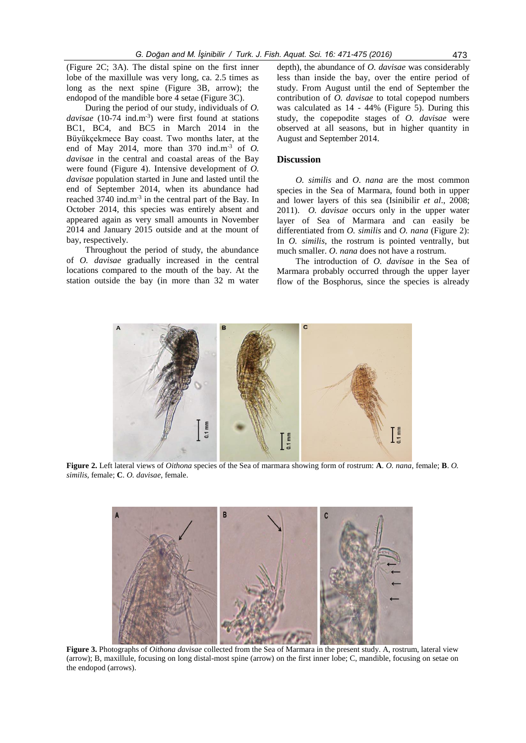(Figure 2C; 3A). The distal spine on the first inner lobe of the maxillule was very long, ca. 2.5 times as long as the next spine (Figure 3B, arrow); the endopod of the mandible bore 4 setae (Figure 3C).

During the period of our study, individuals of *O. davisae* (10-74 ind.m$^{-3}$) were first found at stations BC1, BC4, and BC5 in March 2014 in the Büyükçekmece Bay coast. Two months later, at the end of May 2014, more than 370 ind.m$^{-3}$ of *O. davisae* in the central and coastal areas of the Bay were found (Figure 4). Intensive development of *O. davisae* population started in June and lasted until the end of September 2014, when its abundance had reached 3740 ind.m$^{-3}$ in the central part of the Bay. In October 2014, this species was entirely absent and appeared again as very small amounts in November 2014 and January 2015 outside and at the mount of bay, respectively.

Throughout the period of study, the abundance of *O. davisae* gradually increased in the central locations compared to the mouth of the bay. At the station outside the bay (in more than 32 m water depth), the abundance of *O. davisae* was considerably less than inside the bay, over the entire period of study. From August until the end of September the contribution of *O. davisae* to total copepod numbers was calculated as 14 - 44% (Figure 5). During this study, the copepodite stages of *O. davisae* were observed at all seasons, but in higher quantity in August and September 2014.

## Discussion

*O. similis* and *O. nana* are the most common species in the Sea of Marmara, found both in upper and lower layers of this sea (Isinibilir *et al*., 2008; 2011). *O. davisae* occurs only in the upper water layer of Sea of Marmara and can easily be differentiated from *O. similis* and *O. nana* (Figure 2): In *O. similis*, the rostrum is pointed ventrally, but much smaller. *O. nana* does not have a rostrum.

The introduction of *O. davisae* in the Sea of Marmara probably occurred through the upper layer flow of the Bosphorus, since the species is already

**Figure 2.** Left lateral views of *Oithona* species of the Sea of marmara showing form of rostrum: **A**. *O. nana*, female; **B**. *O. similis*, female; **C**. *O. davisae*, female.

**Figure 3.** Photographs of *Oithona davisae* collected from the Sea of Marmara in the present study. A, rostrum, lateral view (arrow); B, maxillule, focusing on long distal-most spine (arrow) on the first inner lobe; C, mandible, focusing on setae on the endopod (arrows).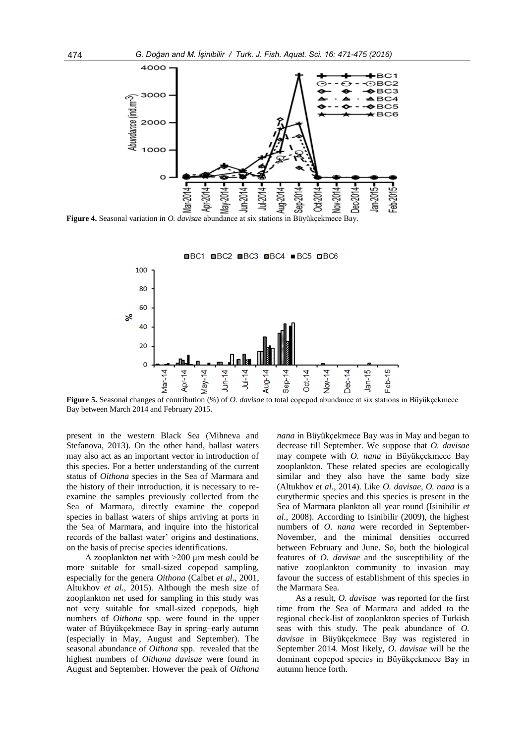**Figure 4.** Seasonal variation in *O. davisae* abundance at six stations in Büyükçekmece Bay.

**Figure 5.** Seasonal changes of contribution (%) of *O. davisae* to total copepod abundance at six stations in Büyükçekmece Bay between March 2014 and February 2015.

present in the western Black Sea (Mihneva and Stefanova, 2013). On the other hand, ballast waters may also act as an important vector in introduction of this species. For a better understanding of the current status of *Oithona* species in the Sea of Marmara and the history of their introduction, it is necessary to re-examine the samples previously collected from the Sea of Marmara, directly examine the copepod species in ballast waters of ships arriving at ports in the Sea of Marmara, and inquire into the historical records of the ballast water' origins and destinations, on the basis of precise species identifications.

A zooplankton net with >200 µm mesh could be more suitable for small-sized copepod sampling, especially for the genera *Oithona* (Calbet *et al*., 2001, Altukhov *et al*., 2015). Although the mesh size of zooplankton net used for sampling in this study was not very suitable for small-sized copepods, high numbers of *Oithona* spp. were found in the upper water of Büyükçekmece Bay in spring–early autumn (especially in May, August and September). The seasonal abundance of *Oithona* spp. revealed that the highest numbers of *Oithona davisae* were found in August and September. However the peak of *Oithona nana* in Büyükçekmece Bay was in May and began to decrease till September. We suppose that *O. davisae* may compete with *O. nana* in Büyükçekmece Bay zooplankton. These related species are ecologically similar and they also have the same body size (Altukhov *et al*., 2014). Like *O. davisae*, *O. nana* is a eurythermic species and this species is present in the Sea of Marmara plankton all year round (Isinibilir *et al*., 2008). According to Isinibilir (2009), the highest numbers of *O. nana* were recorded in September-November, and the minimal densities occurred between February and June. So, both the biological features of *O. davisae* and the susceptibility of the native zooplankton community to invasion may favour the success of establishment of this species in the Marmara Sea.

As a result, *O. davisae* was reported for the first time from the Sea of Marmara and added to the regional check-list of zooplankton species of Turkish seas with this study. The peak abundance of *O. davisae* in Büyükçekmece Bay was registered in September 2014. Most likely, *O. davisae* will be the dominant copepod species in Büyükçekmece Bay in autumn hence forth.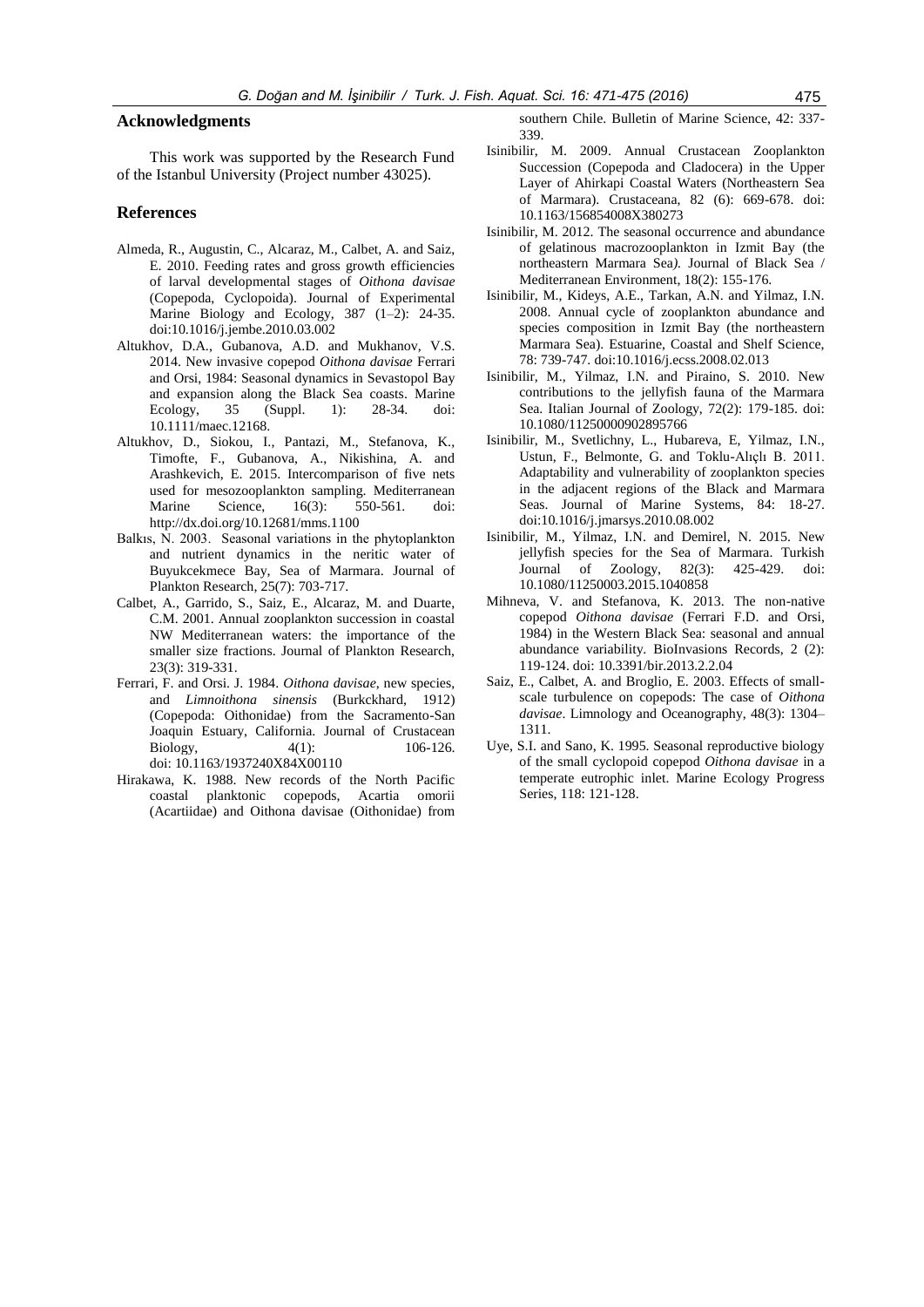## Acknowledgments

This work was supported by the Research Fund of the Istanbul University (Project number 43025).

## References

Almeda, R., Augustin, C., Alcaraz, M., Calbet, A. and Saiz, E. 2010. Feeding rates and gross growth efficiencies of larval developmental stages of *Oithona davisae* (Copepoda, Cyclopoida). Journal of Experimental Marine Biology and Ecology, 387 (1–2): 24-35. doi:10.1016/j.jembe.2010.03.002

Altukhov, D.A., Gubanova, A.D. and Mukhanov, V.S. 2014. New invasive copepod *Oithona davisae* Ferrari and Orsi, 1984: Seasonal dynamics in Sevastopol Bay and expansion along the Black Sea coasts. Marine Ecology, 35 (Suppl. 1): 28-34. doi: 10.1111/maec.12168.

Altukhov, D., Siokou, I., Pantazi, M., Stefanova, K., Timofte, F., Gubanova, A., Nikishina, A. and Arashkevich, E. 2015. Intercomparison of five nets used for mesozooplankton sampling. Mediterranean Marine Science, 16(3): 550-561. doi: http://dx.doi.org/10.12681/mms.1100

Balkıs, N. 2003. Seasonal variations in the phytoplankton and nutrient dynamics in the neritic water of Buyukcekmece Bay, Sea of Marmara. Journal of Plankton Research, 25(7): 703-717.

Calbet, A., Garrido, S., Saiz, E., Alcaraz, M. and Duarte, C.M. 2001. Annual zooplankton succession in coastal NW Mediterranean waters: the importance of the smaller size fractions. Journal of Plankton Research, 23(3): 319-331.

Ferrari, F. and Orsi. J. 1984. *Oithona davisae*, new species, and *Limnoithona sinensis* (Burkckhard, 1912) (Copepoda: Oithonidae) from the Sacramento-San Joaquin Estuary, California. Journal of Crustacean Biology, 4(1): 106-126. doi: 10.1163/1937240X84X00110

Hirakawa, K. 1988. New records of the North Pacific coastal planktonic copepods, Acartia omorii (Acartiidae) and Oithona davisae (Oithonidae) from southern Chile. Bulletin of Marine Science, 42: 337-339.

Isinibilir, M. 2009. Annual Crustacean Zooplankton Succession (Copepoda and Cladocera) in the Upper Layer of Ahirkapi Coastal Waters (Northeastern Sea of Marmara). Crustaceana, 82 (6): 669-678. doi: 10.1163/156854008X380273

Isinibilir, M. 2012. The seasonal occurrence and abundance of gelatinous macrozooplankton in Izmit Bay (the northeastern Marmara Sea*).* Journal of Black Sea / Mediterranean Environment, 18(2): 155-176.

Isinibilir, M., Kideys, A.E., Tarkan, A.N. and Yilmaz, I.N. 2008. Annual cycle of zooplankton abundance and species composition in Izmit Bay (the northeastern Marmara Sea). Estuarine, Coastal and Shelf Science, 78: 739-747. doi:10.1016/j.ecss.2008.02.013

Isinibilir, M., Yilmaz, I.N. and Piraino, S. 2010. New contributions to the jellyfish fauna of the Marmara Sea. Italian Journal of Zoology, 72(2): 179-185. doi: 10.1080/11250000902895766

Isinibilir, M., Svetlichny, L., Hubareva, E, Yilmaz, I.N., Ustun, F., Belmonte, G. and Toklu-Alıçlı B. 2011. Adaptability and vulnerability of zooplankton species in the adjacent regions of the Black and Marmara Seas. Journal of Marine Systems, 84: 18-27. doi:10.1016/j.jmarsys.2010.08.002

Isinibilir, M., Yilmaz, I.N. and Demirel, N. 2015. New jellyfish species for the Sea of Marmara. Turkish Journal of Zoology, 82(3): 425-429. doi: 10.1080/11250003.2015.1040858

Mihneva, V. and Stefanova, K. 2013. The non-native copepod *Oithona davisae* (Ferrari F.D. and Orsi, 1984) in the Western Black Sea: seasonal and annual abundance variability. BioInvasions Records, 2 (2): 119-124. doi: 10.3391/bir.2013.2.2.04

Saiz, E., Calbet, A. and Broglio, E. 2003. Effects of small-scale turbulence on copepods: The case of *Oithona davisae*. Limnology and Oceanography, 48(3): 1304–1311.

Uye, S.I. and Sano, K. 1995. Seasonal reproductive biology of the small cyclopoid copepod *Oithona davisae* in a temperate eutrophic inlet. Marine Ecology Progress Series, 118: 121-128.